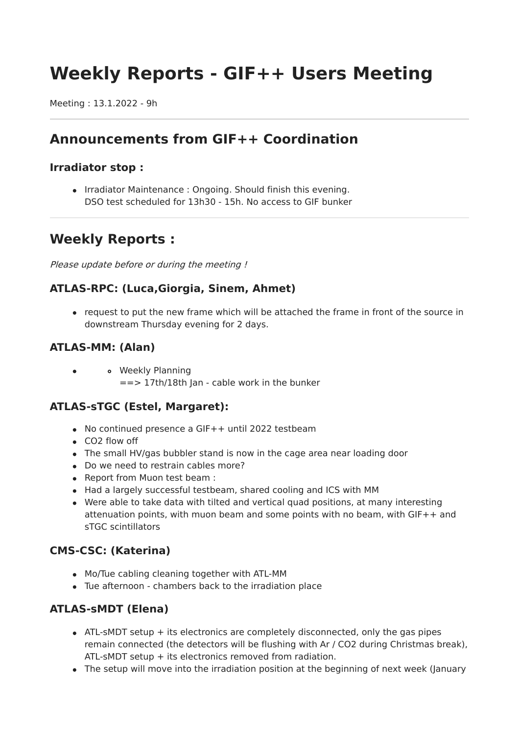# Weekly Reports - GIF++ Users Meeting

Meeting : 13.1.2022 - 9h

---

## Announcements from GIF++ Coordination

### Irradiator stop :

- Irradiator Maintenance : Ongoing. Should finish this evening.
  DSO test scheduled for 13h30 - 15h. No access to GIF bunker

---

## Weekly Reports :

*Please update before or during the meeting !*

### ATLAS-RPC: (Luca,Giorgia, Sinem, Ahmet)

- request to put the new frame which will be attached the frame in front of the source in downstream Thursday evening for 2 days.

### ATLAS-MM: (Alan)

- 
  - Weekly Planning
    ==> 17th/18th Jan - cable work in the bunker

### ATLAS-sTGC (Estel, Margaret):

- No continued presence a GIF++ until 2022 testbeam
- CO2 flow off
- The small HV/gas bubbler stand is now in the cage area near loading door
- Do we need to restrain cables more?
- Report from Muon test beam :
- Had a largely successful testbeam, shared cooling and ICS with MM
- Were able to take data with tilted and vertical quad positions, at many interesting attenuation points, with muon beam and some points with no beam, with GIF++ and sTGC scintillators

### CMS-CSC: (Katerina)

- Mo/Tue cabling cleaning together with ATL-MM
- Tue afternoon - chambers back to the irradiation place

### ATLAS-sMDT (Elena)

- ATL-sMDT setup + its electronics are completely disconnected, only the gas pipes remain connected (the detectors will be flushing with Ar / CO2 during Christmas break), ATL-sMDT setup + its electronics removed from radiation.
- The setup will move into the irradiation position at the beginning of next week (January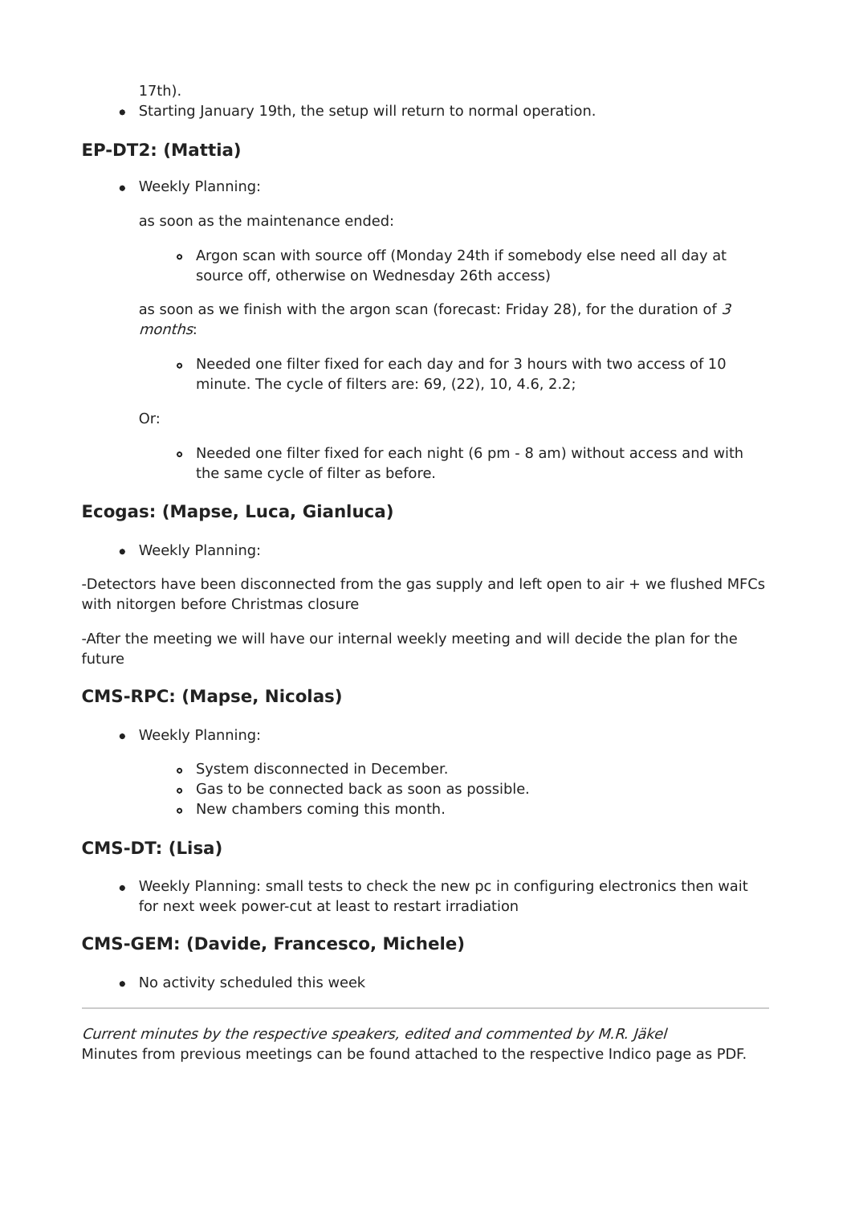17th).

- Starting January 19th, the setup will return to normal operation.

### EP-DT2: (Mattia)

- Weekly Planning:

  as soon as the maintenance ended:

  - Argon scan with source off (Monday 24th if somebody else need all day at source off, otherwise on Wednesday 26th access)

  as soon as we finish with the argon scan (forecast: Friday 28), for the duration of *3 months*:

  - Needed one filter fixed for each day and for 3 hours with two access of 10 minute. The cycle of filters are: 69, (22), 10, 4.6, 2.2;

  Or:

  - Needed one filter fixed for each night (6 pm - 8 am) without access and with the same cycle of filter as before.

### Ecogas: (Mapse, Luca, Gianluca)

- Weekly Planning:

-Detectors have been disconnected from the gas supply and left open to air + we flushed MFCs with nitorgen before Christmas closure

-After the meeting we will have our internal weekly meeting and will decide the plan for the future

### CMS-RPC: (Mapse, Nicolas)

- Weekly Planning:
  - System disconnected in December.
  - Gas to be connected back as soon as possible.
  - New chambers coming this month.

### CMS-DT: (Lisa)

- Weekly Planning: small tests to check the new pc in configuring electronics then wait for next week power-cut at least to restart irradiation

### CMS-GEM: (Davide, Francesco, Michele)

- No activity scheduled this week

---

*Current minutes by the respective speakers, edited and commented by M.R. Jäkel*
Minutes from previous meetings can be found attached to the respective Indico page as PDF.